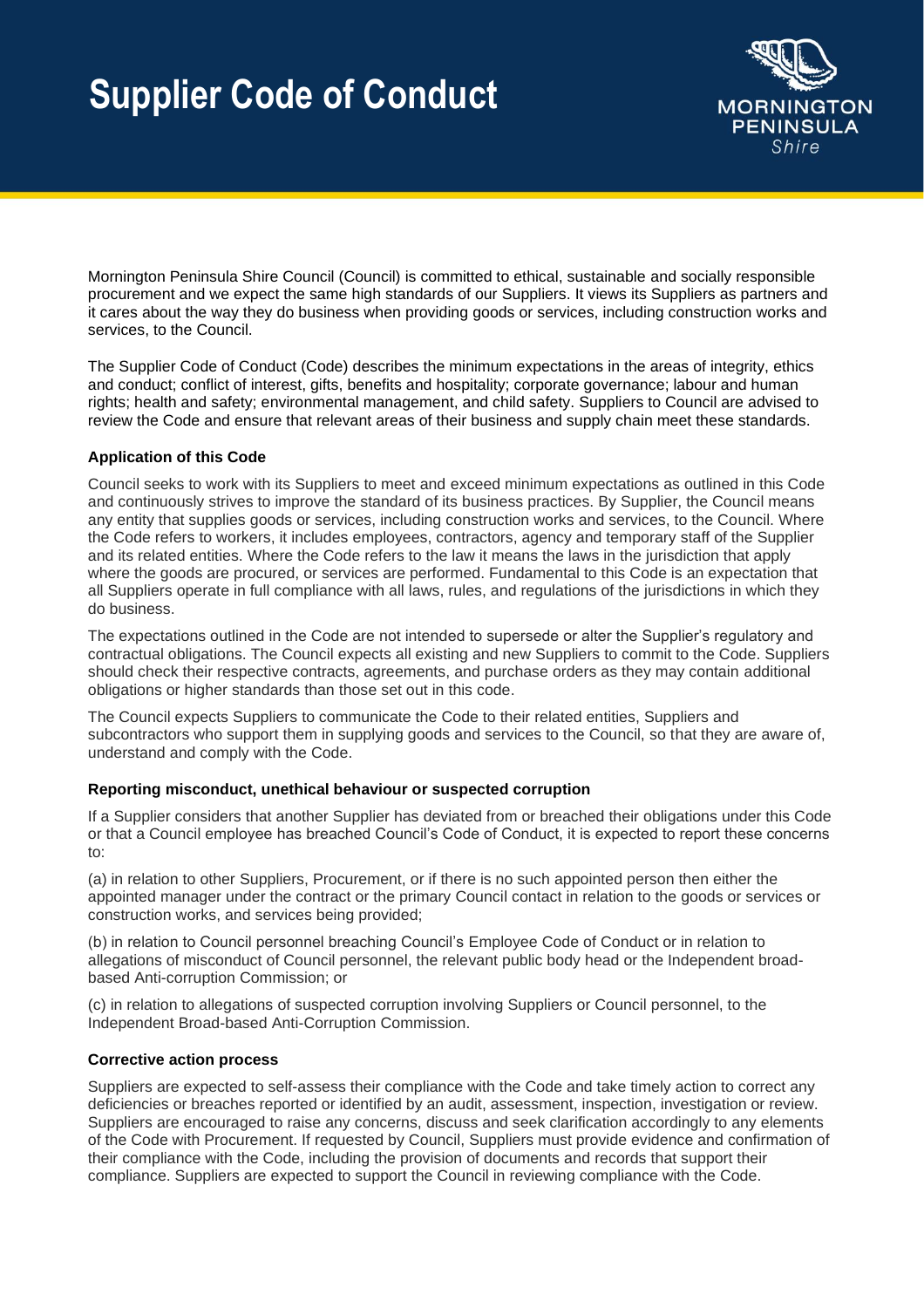# Supplier Code of Conduct

Mornington Peninsula Shire Council (Council) is committed to ethical, sustainable and socially responsible procurement and we expect the same high standards of our Suppliers. It views its Suppliers as partners and it cares about the way they do business when providing goods or services, including construction works and services, to the Council.

The Supplier Code of Conduct (Code) describes the minimum expectations in the areas of integrity, ethics and conduct; conflict of interest, gifts, benefits and hospitality; corporate governance; labour and human rights; health and safety; environmental management, and child safety. Suppliers to Council are advised to review the Code and ensure that relevant areas of their business and supply chain meet these standards.

### Application of this Code

Council seeks to work with its Suppliers to meet and exceed minimum expectations as outlined in this Code and continuously strives to improve the standard of its business practices. By Supplier, the Council means any entity that supplies goods or services, including construction works and services, to the Council. Where the Code refers to workers, it includes employees, contractors, agency and temporary staff of the Supplier and its related entities. Where the Code refers to the law it means the laws in the jurisdiction that apply where the goods are procured, or services are performed. Fundamental to this Code is an expectation that all Suppliers operate in full compliance with all laws, rules, and regulations of the jurisdictions in which they do business.

The expectations outlined in the Code are not intended to supersede or alter the Supplier's regulatory and contractual obligations. The Council expects all existing and new Suppliers to commit to the Code. Suppliers should check their respective contracts, agreements, and purchase orders as they may contain additional obligations or higher standards than those set out in this code.

The Council expects Suppliers to communicate the Code to their related entities, Suppliers and subcontractors who support them in supplying goods and services to the Council, so that they are aware of, understand and comply with the Code.

### Reporting misconduct, unethical behaviour or suspected corruption

If a Supplier considers that another Supplier has deviated from or breached their obligations under this Code or that a Council employee has breached Council's Code of Conduct, it is expected to report these concerns to:

(a) in relation to other Suppliers, Procurement, or if there is no such appointed person then either the appointed manager under the contract or the primary Council contact in relation to the goods or services or construction works, and services being provided;

(b) in relation to Council personnel breaching Council's Employee Code of Conduct or in relation to allegations of misconduct of Council personnel, the relevant public body head or the Independent broad-based Anti-corruption Commission; or

(c) in relation to allegations of suspected corruption involving Suppliers or Council personnel, to the Independent Broad-based Anti-Corruption Commission.

### Corrective action process

Suppliers are expected to self-assess their compliance with the Code and take timely action to correct any deficiencies or breaches reported or identified by an audit, assessment, inspection, investigation or review. Suppliers are encouraged to raise any concerns, discuss and seek clarification accordingly to any elements of the Code with Procurement. If requested by Council, Suppliers must provide evidence and confirmation of their compliance with the Code, including the provision of documents and records that support their compliance. Suppliers are expected to support the Council in reviewing compliance with the Code.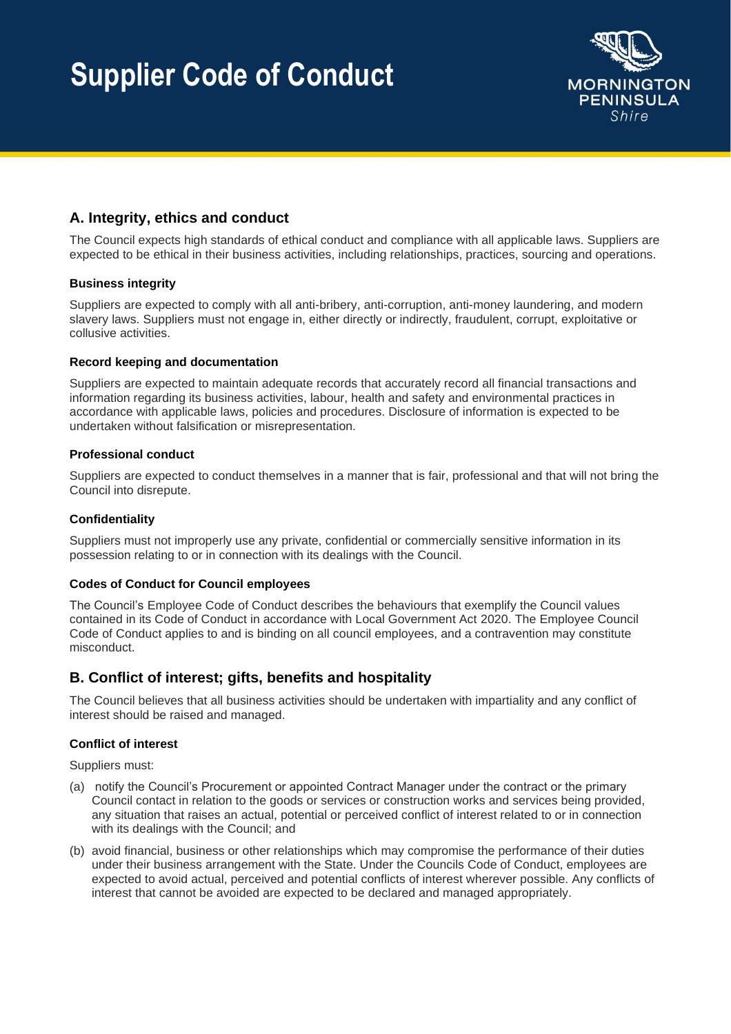# Supplier Code of Conduct

## A. Integrity, ethics and conduct

The Council expects high standards of ethical conduct and compliance with all applicable laws. Suppliers are expected to be ethical in their business activities, including relationships, practices, sourcing and operations.

### Business integrity

Suppliers are expected to comply with all anti-bribery, anti-corruption, anti-money laundering, and modern slavery laws. Suppliers must not engage in, either directly or indirectly, fraudulent, corrupt, exploitative or collusive activities.

### Record keeping and documentation

Suppliers are expected to maintain adequate records that accurately record all financial transactions and information regarding its business activities, labour, health and safety and environmental practices in accordance with applicable laws, policies and procedures. Disclosure of information is expected to be undertaken without falsification or misrepresentation.

### Professional conduct

Suppliers are expected to conduct themselves in a manner that is fair, professional and that will not bring the Council into disrepute.

### Confidentiality

Suppliers must not improperly use any private, confidential or commercially sensitive information in its possession relating to or in connection with its dealings with the Council.

### Codes of Conduct for Council employees

The Council's Employee Code of Conduct describes the behaviours that exemplify the Council values contained in its Code of Conduct in accordance with Local Government Act 2020. The Employee Council Code of Conduct applies to and is binding on all council employees, and a contravention may constitute misconduct.

## B. Conflict of interest; gifts, benefits and hospitality

The Council believes that all business activities should be undertaken with impartiality and any conflict of interest should be raised and managed.

### Conflict of interest

Suppliers must:

(a) notify the Council's Procurement or appointed Contract Manager under the contract or the primary Council contact in relation to the goods or services or construction works and services being provided, any situation that raises an actual, potential or perceived conflict of interest related to or in connection with its dealings with the Council; and

(b) avoid financial, business or other relationships which may compromise the performance of their duties under their business arrangement with the State. Under the Councils Code of Conduct, employees are expected to avoid actual, perceived and potential conflicts of interest wherever possible. Any conflicts of interest that cannot be avoided are expected to be declared and managed appropriately.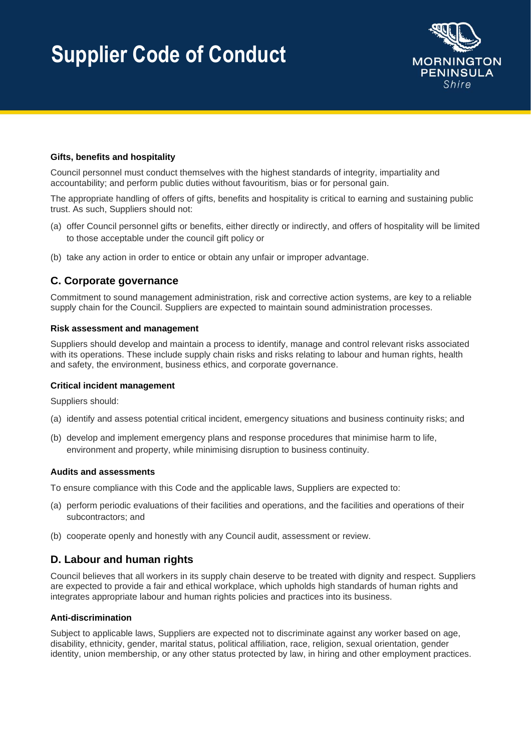#### Gifts, benefits and hospitality

Council personnel must conduct themselves with the highest standards of integrity, impartiality and accountability; and perform public duties without favouritism, bias or for personal gain.

The appropriate handling of offers of gifts, benefits and hospitality is critical to earning and sustaining public trust. As such, Suppliers should not:

(a) offer Council personnel gifts or benefits, either directly or indirectly, and offers of hospitality will be limited to those acceptable under the council gift policy or

(b) take any action in order to entice or obtain any unfair or improper advantage.

## C. Corporate governance

Commitment to sound management administration, risk and corrective action systems, are key to a reliable supply chain for the Council. Suppliers are expected to maintain sound administration processes.

#### Risk assessment and management

Suppliers should develop and maintain a process to identify, manage and control relevant risks associated with its operations. These include supply chain risks and risks relating to labour and human rights, health and safety, the environment, business ethics, and corporate governance.

#### Critical incident management

Suppliers should:

(a) identify and assess potential critical incident, emergency situations and business continuity risks; and

(b) develop and implement emergency plans and response procedures that minimise harm to life, environment and property, while minimising disruption to business continuity.

#### Audits and assessments

To ensure compliance with this Code and the applicable laws, Suppliers are expected to:

(a) perform periodic evaluations of their facilities and operations, and the facilities and operations of their subcontractors; and

(b) cooperate openly and honestly with any Council audit, assessment or review.

## D. Labour and human rights

Council believes that all workers in its supply chain deserve to be treated with dignity and respect. Suppliers are expected to provide a fair and ethical workplace, which upholds high standards of human rights and integrates appropriate labour and human rights policies and practices into its business.

#### Anti-discrimination

Subject to applicable laws, Suppliers are expected not to discriminate against any worker based on age, disability, ethnicity, gender, marital status, political affiliation, race, religion, sexual orientation, gender identity, union membership, or any other status protected by law, in hiring and other employment practices.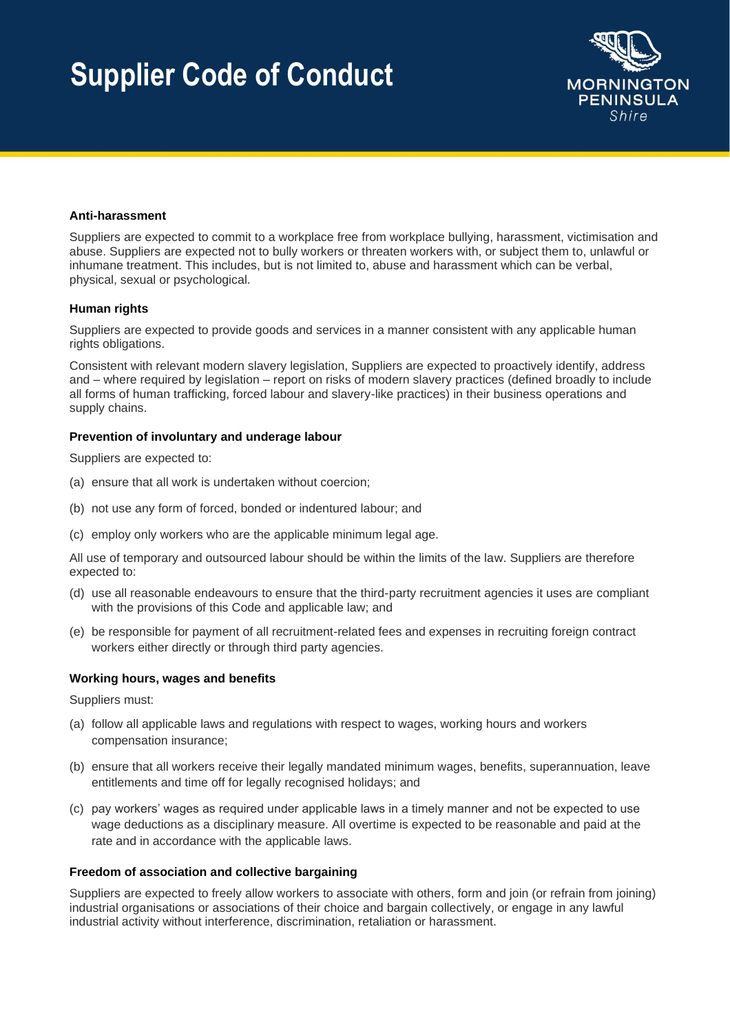**Anti-harassment**

Suppliers are expected to commit to a workplace free from workplace bullying, harassment, victimisation and abuse. Suppliers are expected not to bully workers or threaten workers with, or subject them to, unlawful or inhumane treatment. This includes, but is not limited to, abuse and harassment which can be verbal, physical, sexual or psychological.

**Human rights**

Suppliers are expected to provide goods and services in a manner consistent with any applicable human rights obligations.

Consistent with relevant modern slavery legislation, Suppliers are expected to proactively identify, address and – where required by legislation – report on risks of modern slavery practices (defined broadly to include all forms of human trafficking, forced labour and slavery-like practices) in their business operations and supply chains.

**Prevention of involuntary and underage labour**

Suppliers are expected to:

(a) ensure that all work is undertaken without coercion;

(b) not use any form of forced, bonded or indentured labour; and

(c) employ only workers who are the applicable minimum legal age.

All use of temporary and outsourced labour should be within the limits of the law. Suppliers are therefore expected to:

(d) use all reasonable endeavours to ensure that the third-party recruitment agencies it uses are compliant with the provisions of this Code and applicable law; and

(e) be responsible for payment of all recruitment-related fees and expenses in recruiting foreign contract workers either directly or through third party agencies.

**Working hours, wages and benefits**

Suppliers must:

(a) follow all applicable laws and regulations with respect to wages, working hours and workers compensation insurance;

(b) ensure that all workers receive their legally mandated minimum wages, benefits, superannuation, leave entitlements and time off for legally recognised holidays; and

(c) pay workers' wages as required under applicable laws in a timely manner and not be expected to use wage deductions as a disciplinary measure. All overtime is expected to be reasonable and paid at the rate and in accordance with the applicable laws.

**Freedom of association and collective bargaining**

Suppliers are expected to freely allow workers to associate with others, form and join (or refrain from joining) industrial organisations or associations of their choice and bargain collectively, or engage in any lawful industrial activity without interference, discrimination, retaliation or harassment.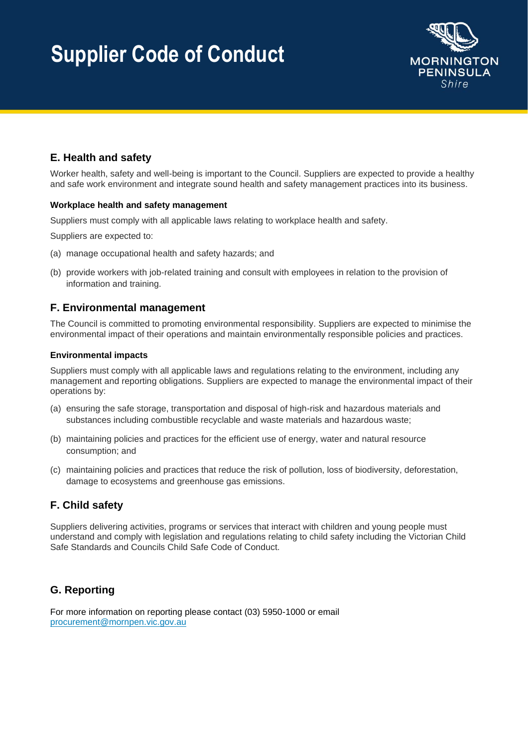# Supplier Code of Conduct

## E. Health and safety

Worker health, safety and well-being is important to the Council. Suppliers are expected to provide a healthy and safe work environment and integrate sound health and safety management practices into its business.

#### Workplace health and safety management

Suppliers must comply with all applicable laws relating to workplace health and safety.

Suppliers are expected to:

(a) manage occupational health and safety hazards; and

(b) provide workers with job-related training and consult with employees in relation to the provision of information and training.

## F. Environmental management

The Council is committed to promoting environmental responsibility. Suppliers are expected to minimise the environmental impact of their operations and maintain environmentally responsible policies and practices.

#### Environmental impacts

Suppliers must comply with all applicable laws and regulations relating to the environment, including any management and reporting obligations. Suppliers are expected to manage the environmental impact of their operations by:

(a) ensuring the safe storage, transportation and disposal of high-risk and hazardous materials and substances including combustible recyclable and waste materials and hazardous waste;

(b) maintaining policies and practices for the efficient use of energy, water and natural resource consumption; and

(c) maintaining policies and practices that reduce the risk of pollution, loss of biodiversity, deforestation, damage to ecosystems and greenhouse gas emissions.

## F. Child safety

Suppliers delivering activities, programs or services that interact with children and young people must understand and comply with legislation and regulations relating to child safety including the Victorian Child Safe Standards and Councils Child Safe Code of Conduct.

## G. Reporting

For more information on reporting please contact (03) 5950-1000 or email [procurement@mornpen.vic.gov.au](mailto:procurement@mornpen.vic.gov.au)